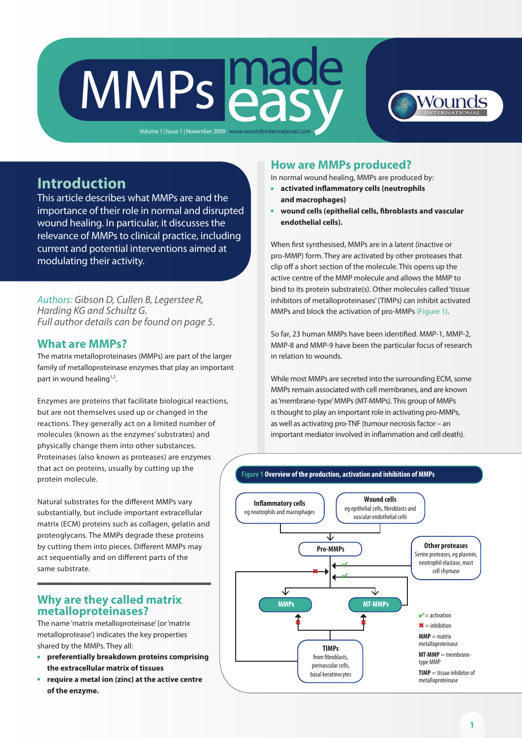# MMPs made easy

Volume 1 | Issue 1 | November 2009 www.woundsinternational.com

## Introduction

This article describes what MMPs are and the importance of their role in normal and disrupted wound healing. In particular, it discusses the relevance of MMPs to clinical practice, including current and potential interventions aimed at modulating their activity.

*Authors: Gibson D, Cullen B, Legerstee R, Harding KG and Schultz G. Full author details can be found on page 5.*

## What are MMPs?

The matrix metalloproteinases (MMPs) are part of the larger family of metalloproteinase enzymes that play an important part in wound healing[1,2].

Enzymes are proteins that facilitate biological reactions, but are not themselves used up or changed in the reactions. They generally act on a limited number of molecules (known as the enzymes' substrates) and physically change them into other substances. Proteinases (also known as proteases) are enzymes that act on proteins, usually by cutting up the protein molecule.

Natural substrates for the different MMPs vary substantially, but include important extracellular matrix (ECM) proteins such as collagen, gelatin and proteoglycans. The MMPs degrade these proteins by cutting them into pieces. Different MMPs may act sequentially and on different parts of the same substrate.

## Why are they called matrix metalloproteinases?

The name 'matrix metalloproteinase' (or 'matrix metalloprotease') indicates the key properties shared by the MMPs. They all:

- **preferentially breakdown proteins comprising the extracellular matrix of tissues**
- **require a metal ion (zinc) at the active centre of the enzyme.**

## How are MMPs produced?

In normal wound healing, MMPs are produced by:

- **activated inflammatory cells (neutrophils and macrophages)**
- **wound cells (epithelial cells, fibroblasts and vascular endothelial cells).**

When first synthesised, MMPs are in a latent (inactive or pro-MMP) form. They are activated by other proteases that clip off a short section of the molecule. This opens up the active centre of the MMP molecule and allows the MMP to bind to its protein substrate(s). Other molecules called 'tissue inhibitors of metalloproteinases' (TIMPs) can inhibit activated MMPs and block the activation of pro-MMPs (Figure 1).

So far, 23 human MMPs have been identified. MMP-1, MMP-2, MMP-8 and MMP-9 have been the particular focus of research in relation to wounds.

While most MMPs are secreted into the surrounding ECM, some MMPs remain associated with cell membranes, and are known as 'membrane-type' MMPs (MT-MMPs). This group of MMPs is thought to play an important role in activating pro-MMPs, as well as activating pro-TNF (tumour necrosis factor – an important mediator involved in inflammation and cell death).

**Figure 1 Overview of the production, activation and inhibition of MMPs**

- Inflammatory cells (eg neutrophils and macrophages) and Wound cells (eg epithelial cells, fibroblasts and vascular endothelial cells) → Pro-MMPs
- Other proteases (Serine proteases, eg plasmin, neutrophil elastase, mast cell chymase) ✔ activate Pro-MMPs → MMPs and MT-MMPs
- MT-MMPs ✔ activate Pro-MMPs
- TIMPs (from fibroblasts, perivascular cells, basal keratinocytes) ✖ inhibit MMPs, MT-MMPs and activation of Pro-MMPs

✔ = activation
✖ = inhibition
**MMP** = matrix metalloproteinase
**MT-MMP** = membrane-type MMP
**TIMP** = tissue inhibitor of metalloproteinase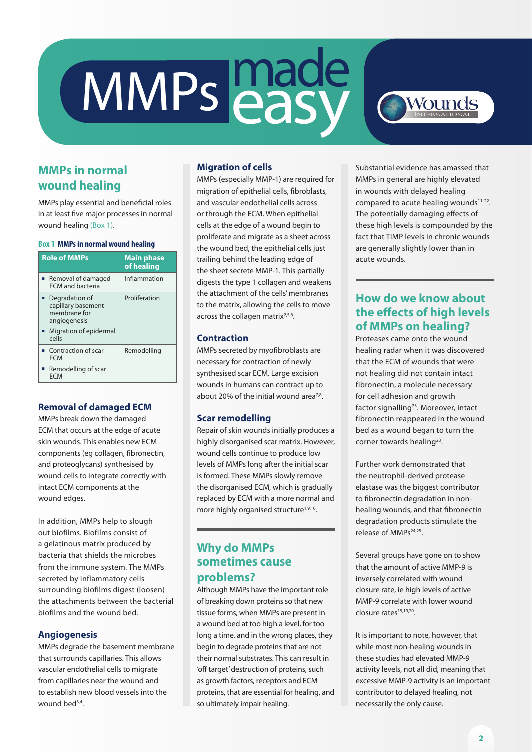# MMPs made easy

## MMPs in normal wound healing

MMPs play essential and beneficial roles in at least five major processes in normal wound healing (Box 1).

**Box 1 MMPs in normal wound healing**

| Role of MMPs | Main phase of healing |
|---|---|
| ▪ Removal of damaged ECM and bacteria | Inflammation |
| ▪ Degradation of capillary basement membrane for angiogenesis<br>▪ Migration of epidermal cells | Proliferation |
| ▪ Contraction of scar ECM<br>▪ Remodelling of scar ECM | Remodelling |

### Removal of damaged ECM

MMPs break down the damaged ECM that occurs at the edge of acute skin wounds. This enables new ECM components (eg collagen, fibronectin, and proteoglycans) synthesised by wound cells to integrate correctly with intact ECM components at the wound edges.

In addition, MMPs help to slough out biofilms. Biofilms consist of a gelatinous matrix produced by bacteria that shields the microbes from the immune system. The MMPs secreted by inflammatory cells surrounding biofilms digest (loosen) the attachments between the bacterial biofilms and the wound bed.

### Angiogenesis

MMPs degrade the basement membrane that surrounds capillaries. This allows vascular endothelial cells to migrate from capillaries near the wound and to establish new blood vessels into the wound bed[3,4].

### Migration of cells

MMPs (especially MMP-1) are required for migration of epithelial cells, fibroblasts, and vascular endothelial cells across or through the ECM. When epithelial cells at the edge of a wound begin to proliferate and migrate as a sheet across the wound bed, the epithelial cells just trailing behind the leading edge of the sheet secrete MMP-1. This partially digests the type 1 collagen and weakens the attachment of the cells' membranes to the matrix, allowing the cells to move across the collagen matrix[2,5,6].

### Contraction

MMPs secreted by myofibroblasts are necessary for contraction of newly synthesised scar ECM. Large excision wounds in humans can contract up to about 20% of the initial wound area[7,8].

### Scar remodelling

Repair of skin wounds initially produces a highly disorganised scar matrix. However, wound cells continue to produce low levels of MMPs long after the initial scar is formed. These MMPs slowly remove the disorganised ECM, which is gradually replaced by ECM with a more normal and more highly organised structure[1,9,10].

## Why do MMPs sometimes cause problems?

Although MMPs have the important role of breaking down proteins so that new tissue forms, when MMPs are present in a wound bed at too high a level, for too long a time, and in the wrong places, they begin to degrade proteins that are not their normal substrates. This can result in 'off target' destruction of proteins, such as growth factors, receptors and ECM proteins, that are essential for healing, and so ultimately impair healing.

Substantial evidence has amassed that MMPs in general are highly elevated in wounds with delayed healing compared to acute healing wounds[11-22]. The potentially damaging effects of these high levels is compounded by the fact that TIMP levels in chronic wounds are generally slightly lower than in acute wounds.

## How do we know about the effects of high levels of MMPs on healing?

Proteases came onto the wound healing radar when it was discovered that the ECM of wounds that were not healing did not contain intact fibronectin, a molecule necessary for cell adhesion and growth factor signalling[23]. Moreover, intact fibronectin reappeared in the wound bed as a wound began to turn the corner towards healing[23].

Further work demonstrated that the neutrophil-derived protease elastase was the biggest contributor to fibronectin degradation in non-healing wounds, and that fibronectin degradation products stimulate the release of MMPs[24,25].

Several groups have gone on to show that the amount of active MMP-9 is inversely correlated with wound closure rate, ie high levels of active MMP-9 correlate with lower wound closure rates[15,19,20].

It is important to note, however, that while most non-healing wounds in these studies had elevated MMP-9 activity levels, not all did, meaning that excessive MMP-9 activity is an important contributor to delayed healing, not necessarily the only cause.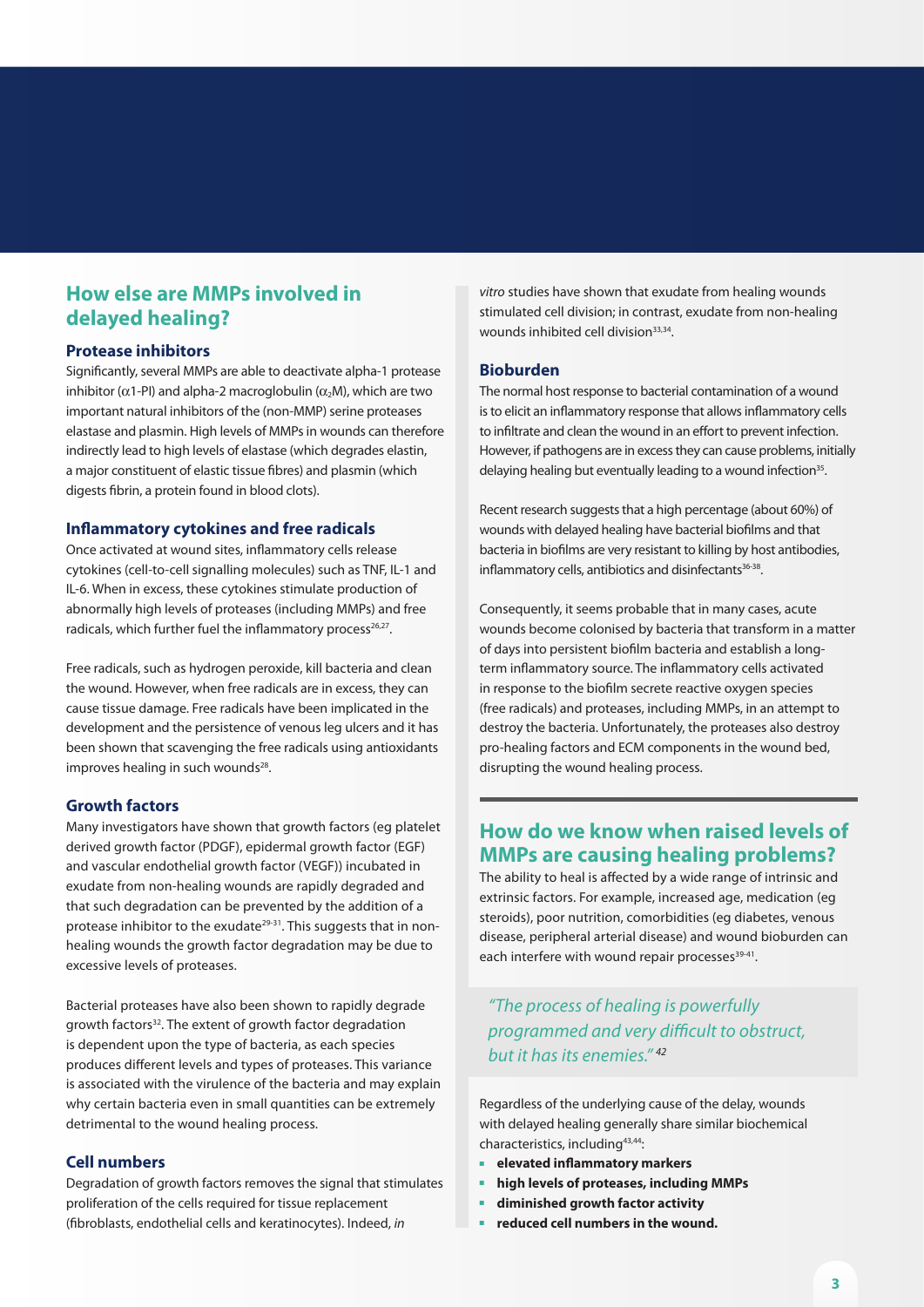## How else are MMPs involved in delayed healing?

### Protease inhibitors

Significantly, several MMPs are able to deactivate alpha-1 protease inhibitor ($\alpha$1-PI) and alpha-2 macroglobulin ($\alpha_2$M), which are two important natural inhibitors of the (non-MMP) serine proteases elastase and plasmin. High levels of MMPs in wounds can therefore indirectly lead to high levels of elastase (which degrades elastin, a major constituent of elastic tissue fibres) and plasmin (which digests fibrin, a protein found in blood clots).

### Inflammatory cytokines and free radicals

Once activated at wound sites, inflammatory cells release cytokines (cell-to-cell signalling molecules) such as TNF, IL-1 and IL-6. When in excess, these cytokines stimulate production of abnormally high levels of proteases (including MMPs) and free radicals, which further fuel the inflammatory process[26,27].

Free radicals, such as hydrogen peroxide, kill bacteria and clean the wound. However, when free radicals are in excess, they can cause tissue damage. Free radicals have been implicated in the development and the persistence of venous leg ulcers and it has been shown that scavenging the free radicals using antioxidants improves healing in such wounds[28].

### Growth factors

Many investigators have shown that growth factors (eg platelet derived growth factor (PDGF), epidermal growth factor (EGF) and vascular endothelial growth factor (VEGF)) incubated in exudate from non-healing wounds are rapidly degraded and that such degradation can be prevented by the addition of a protease inhibitor to the exudate[29-31]. This suggests that in non-healing wounds the growth factor degradation may be due to excessive levels of proteases.

Bacterial proteases have also been shown to rapidly degrade growth factors[32]. The extent of growth factor degradation is dependent upon the type of bacteria, as each species produces different levels and types of proteases. This variance is associated with the virulence of the bacteria and may explain why certain bacteria even in small quantities can be extremely detrimental to the wound healing process.

### Cell numbers

Degradation of growth factors removes the signal that stimulates proliferation of the cells required for tissue replacement (fibroblasts, endothelial cells and keratinocytes). Indeed, *in vitro* studies have shown that exudate from healing wounds stimulated cell division; in contrast, exudate from non-healing wounds inhibited cell division[33,34].

### Bioburden

The normal host response to bacterial contamination of a wound is to elicit an inflammatory response that allows inflammatory cells to infiltrate and clean the wound in an effort to prevent infection. However, if pathogens are in excess they can cause problems, initially delaying healing but eventually leading to a wound infection[35].

Recent research suggests that a high percentage (about 60%) of wounds with delayed healing have bacterial biofilms and that bacteria in biofilms are very resistant to killing by host antibodies, inflammatory cells, antibiotics and disinfectants[36-38].

Consequently, it seems probable that in many cases, acute wounds become colonised by bacteria that transform in a matter of days into persistent biofilm bacteria and establish a long-term inflammatory source. The inflammatory cells activated in response to the biofilm secrete reactive oxygen species (free radicals) and proteases, including MMPs, in an attempt to destroy the bacteria. Unfortunately, the proteases also destroy pro-healing factors and ECM components in the wound bed, disrupting the wound healing process.

## How do we know when raised levels of MMPs are causing healing problems?

The ability to heal is affected by a wide range of intrinsic and extrinsic factors. For example, increased age, medication (eg steroids), poor nutrition, comorbidities (eg diabetes, venous disease, peripheral arterial disease) and wound bioburden can each interfere with wound repair processes[39-41].

> *"The process of healing is powerfully programmed and very difficult to obstruct, but it has its enemies."* [42]

Regardless of the underlying cause of the delay, wounds with delayed healing generally share similar biochemical characteristics, including[43,44]:

- **elevated inflammatory markers**
- **high levels of proteases, including MMPs**
- **diminished growth factor activity**
- **reduced cell numbers in the wound.**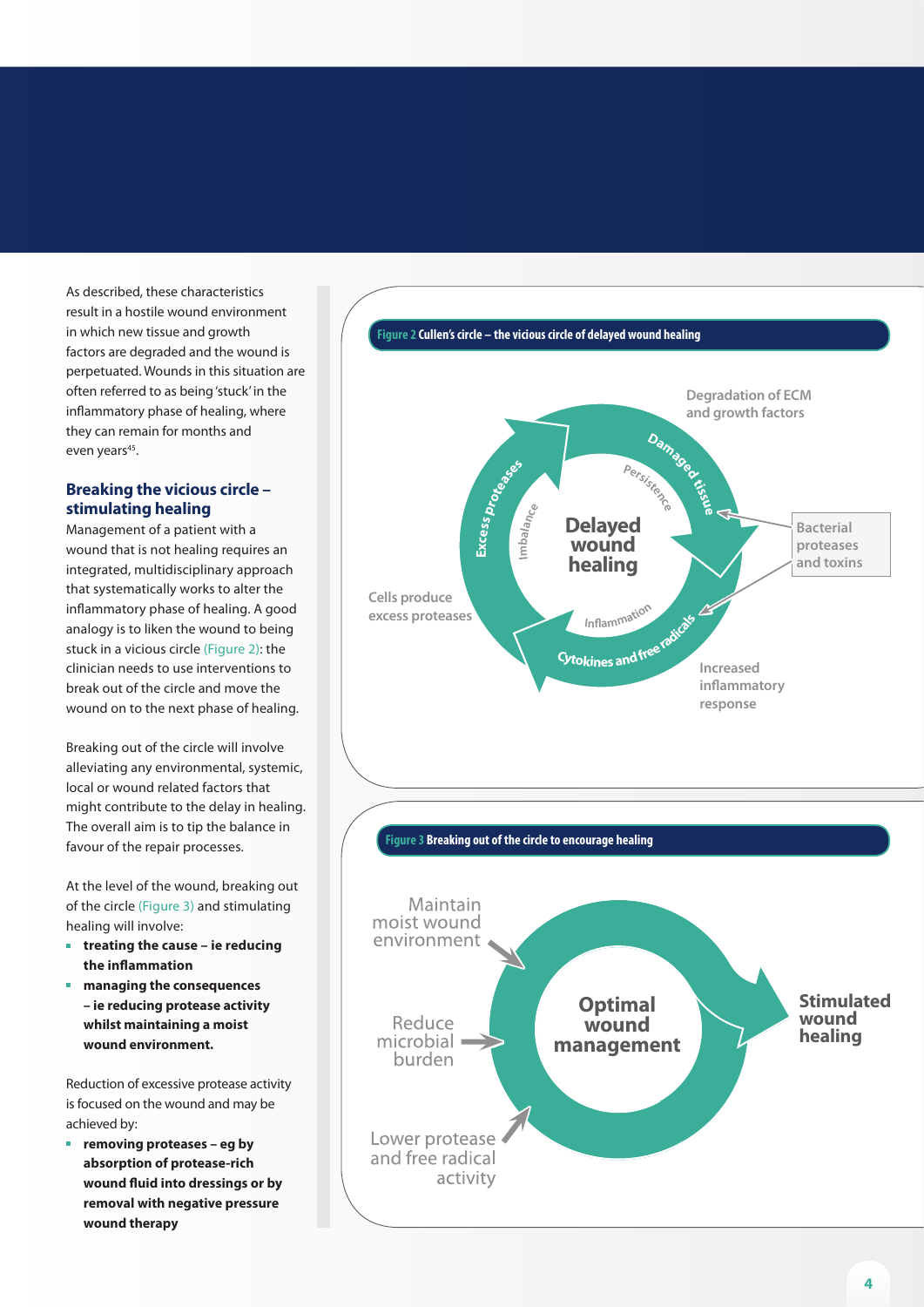As described, these characteristics result in a hostile wound environment in which new tissue and growth factors are degraded and the wound is perpetuated. Wounds in this situation are often referred to as being 'stuck' in the inflammatory phase of healing, where they can remain for months and even years[45].

## Breaking the vicious circle – stimulating healing

Management of a patient with a wound that is not healing requires an integrated, multidisciplinary approach that systematically works to alter the inflammatory phase of healing. A good analogy is to liken the wound to being stuck in a vicious circle (Figure 2): the clinician needs to use interventions to break out of the circle and move the wound on to the next phase of healing.

Breaking out of the circle will involve alleviating any environmental, systemic, local or wound related factors that might contribute to the delay in healing. The overall aim is to tip the balance in favour of the repair processes.

At the level of the wound, breaking out of the circle (Figure 3) and stimulating healing will involve:

- **treating the cause – ie reducing the inflammation**
- **managing the consequences – ie reducing protease activity whilst maintaining a moist wound environment.**

Reduction of excessive protease activity is focused on the wound and may be achieved by:

- **removing proteases – eg by absorption of protease-rich wound fluid into dressings or by removal with negative pressure wound therapy**

**Figure 2** Cullen's circle – the vicious circle of delayed wound healing

Delayed wound healing; Damaged tissue; Persistence; Excess proteases; Imbalance; Cytokines and free radicals; Inflammation; Degradation of ECM and growth factors; Bacterial proteases and toxins; Cells produce excess proteases; Increased inflammatory response

**Figure 3** Breaking out of the circle to encourage healing

Optimal wound management; Maintain moist wound environment; Reduce microbial burden; Lower protease and free radical activity; Stimulated wound healing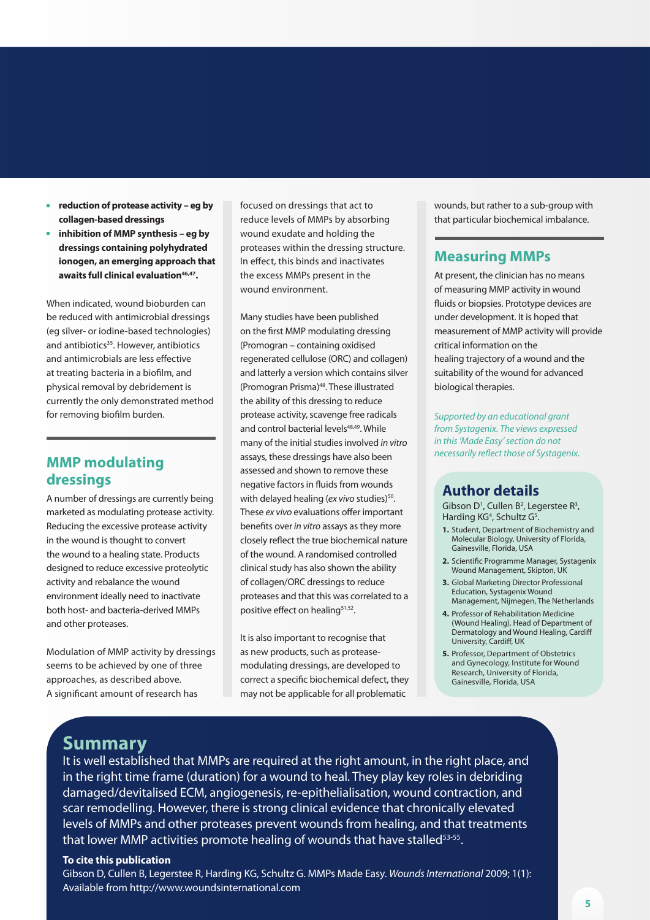- **reduction of protease activity – eg by collagen-based dressings**
- **inhibition of MMP synthesis – eg by dressings containing polyhydrated ionogen, an emerging approach that awaits full clinical evaluation[46,47].**

When indicated, wound bioburden can be reduced with antimicrobial dressings (eg silver- or iodine-based technologies) and antibiotics[35]. However, antibiotics and antimicrobials are less effective at treating bacteria in a biofilm, and physical removal by debridement is currently the only demonstrated method for removing biofilm burden.

## MMP modulating dressings

A number of dressings are currently being marketed as modulating protease activity. Reducing the excessive protease activity in the wound is thought to convert the wound to a healing state. Products designed to reduce excessive proteolytic activity and rebalance the wound environment ideally need to inactivate both host- and bacteria-derived MMPs and other proteases.

Modulation of MMP activity by dressings seems to be achieved by one of three approaches, as described above. A significant amount of research has focused on dressings that act to reduce levels of MMPs by absorbing wound exudate and holding the proteases within the dressing structure. In effect, this binds and inactivates the excess MMPs present in the wound environment.

Many studies have been published on the first MMP modulating dressing (Promogran – containing oxidised regenerated cellulose (ORC) and collagen) and latterly a version which contains silver (Promogran Prisma)[48]. These illustrated the ability of this dressing to reduce protease activity, scavenge free radicals and control bacterial levels[48,49]. While many of the initial studies involved *in vitro* assays, these dressings have also been assessed and shown to remove these negative factors in fluids from wounds with delayed healing (*ex vivo* studies)[50]. These *ex vivo* evaluations offer important benefits over *in vitro* assays as they more closely reflect the true biochemical nature of the wound. A randomised controlled clinical study has also shown the ability of collagen/ORC dressings to reduce proteases and that this was correlated to a positive effect on healing[51,52].

It is also important to recognise that as new products, such as protease-modulating dressings, are developed to correct a specific biochemical defect, they may not be applicable for all problematic wounds, but rather to a sub-group with that particular biochemical imbalance.

## Measuring MMPs

At present, the clinician has no means of measuring MMP activity in wound fluids or biopsies. Prototype devices are under development. It is hoped that measurement of MMP activity will provide critical information on the healing trajectory of a wound and the suitability of the wound for advanced biological therapies.

*Supported by an educational grant from Systagenix. The views expressed in this 'Made Easy' section do not necessarily reflect those of Systagenix.*

## Author details

Gibson D[1], Cullen B[2], Legerstee R[3], Harding KG[4], Schultz G[5].

1. Student, Department of Biochemistry and Molecular Biology, University of Florida, Gainesville, Florida, USA
2. Scientific Programme Manager, Systagenix Wound Management, Skipton, UK
3. Global Marketing Director Professional Education, Systagenix Wound Management, Nijmegen, The Netherlands
4. Professor of Rehabilitation Medicine (Wound Healing), Head of Department of Dermatology and Wound Healing, Cardiff University, Cardiff, UK
5. Professor, Department of Obstetrics and Gynecology, Institute for Wound Research, University of Florida, Gainesville, Florida, USA

## Summary

It is well established that MMPs are required at the right amount, in the right place, and in the right time frame (duration) for a wound to heal. They play key roles in debriding damaged/devitalised ECM, angiogenesis, re-epithelialisation, wound contraction, and scar remodelling. However, there is strong clinical evidence that chronically elevated levels of MMPs and other proteases prevent wounds from healing, and that treatments that lower MMP activities promote healing of wounds that have stalled[53-55].

**To cite this publication**

Gibson D, Cullen B, Legerstee R, Harding KG, Schultz G. MMPs Made Easy. *Wounds International* 2009; 1(1): Available from http://www.woundsinternational.com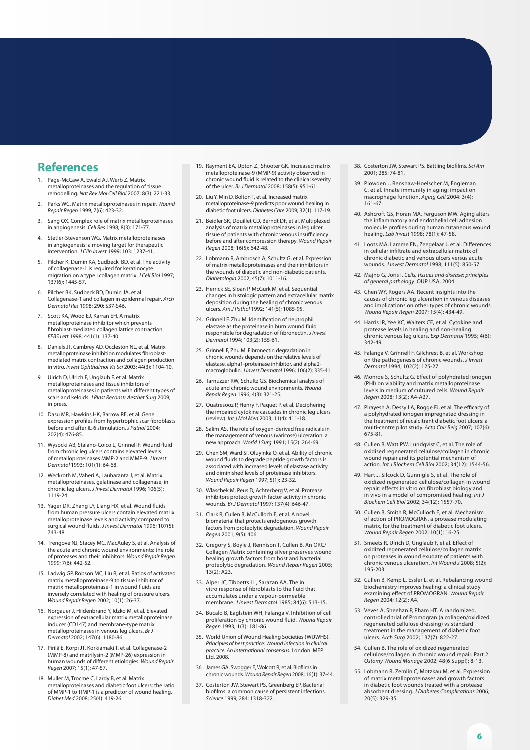## References

1. Page-McCaw A, Ewald AJ, Werb Z. Matrix metalloproteinases and the regulation of tissue remodelling. *Nat Rev Mol Cell Biol* 2007; 8(3): 221-33.
2. Parks WC. Matrix metalloproteinases in repair. *Wound Repair Regen* 1999; 7(6): 423-32.
3. Sang QX. Complex role of matrix metalloproteinases in angiogenesis. *Cell Res* 1998; 8(3): 171-77.
4. Stetler-Stevenson WG. Matrix metalloproteinases in angiogenesis: a moving target for therapeutic intervention. *J Clin Invest* 1999; 103: 1237-41.
5. Pilcher K, Dumin KA, Sudbeck BD, et al. The activity of collagenase-1 is required for keratinocyte migration on a type I collagen matrix. *J Cell Biol* 1997; 137(6): 1445-57.
6. Pilcher BK, Sudbeck BD, Dumin JA, et al. Collagenase-1 and collagen in epidermal repair. *Arch Dermatol Res* 1998; 290: S37-S46.
7. Scott KA, Wood EJ, Karran EH. A matrix metalloproteinase inhibitor which prevents fibroblast-mediated collagen lattice contraction. *FEBS Lett* 1998: 441(1): 137-40.
8. Daniels JT, Cambrey AD, Occleston NL, et al. Matrix metalloproteinase inhibition modulates fibroblast-mediated matrix contraction and collagen production in vitro. *Invest Ophthalmol Vis Sci* 2003; 44(3): 1104-10.
9. Ulrich D, Ulrich F, Unglaub F, et al. Matrix metalloproteinases and tissue inhibitors of metalloproteinases in patients with different types of scars and keloids. *J Plast Reconstr Aesthet Surg* 2009; in press.
10. Dasu MR, Hawkins HK, Barrow RE, et al. Gene expression profiles from hypertrophic scar fibroblasts before and after IL-6 stimulation. *J Pathol* 2004; 202(4): 476-85.
11. Wysocki AB, Staiano-Coico L, Grinnell F. Wound fluid from chronic leg ulcers contains elevated levels of metalloproteinases MMP-2 and MMP-9. *J Invest Dermatol* 1993; 101(1): 64-68.
12. Weckroth M, Vaheri A, Lauharanta J, et al. Matrix metalloproteinases, gelatinase and collagenase, in chronic leg ulcers. *J Invest Dermatol* 1996; 106(5): 1119-24.
13. Yager DR, Zhang LY, Liang HX, et al. Wound fluids from human pressure ulcers contain elevated matrix metalloproteinase levels and activity compared to surgical wound fluids. *J Invest Dermatol* 1996; 107(5): 743-48.
14. Trengove NJ, Stacey MC, MacAuley S, et al. Analysis of the acute and chronic wound environments: the role of proteases and their inhibitors. *Wound Repair Regen* 1999; 7(6): 442-52.
15. Ladwig GP, Robson MC, Liu R, et al. Ratios of activated matrix metalloproteinase-9 to tissue inhibitor of matrix metalloproteinase-1 in wound fluids are inversely correlated with healing of pressure ulcers. *Wound Repair Regen* 2002; 10(1): 26-37.
16. Norgauer J, Hildenbrand Y, Idzko M, et al. Elevated expression of extracellular matrix metalloproteinase inducer (CD147) and membrane-type matrix metalloproteinases in venous leg ulcers. *Br J Dermatol* 2002; 147(6): 1180-86.
17. Pirilä E, Korpi JT, Korkiamäki T, et al. Collagenase-2 (MMP-8) and matrilysin-2 (MMP-26) expression in human wounds of different etiologies. *Wound Repair Regen* 2007; 15(1): 47-57.
18. Muller M, Trocme C, Lardy B, et al. Matrix metalloproteinases and diabetic foot ulcers: the ratio of MMP-1 to TIMP-1 is a predictor of wound healing. *Diabet Med* 2008; 25(4): 419-26.
19. Rayment EA, Upton Z., Shooter GK. Increased matrix metalloproteinase-9 (MMP-9) activity observed in chronic wound fluid is related to the clinical severity of the ulcer. *Br J Dermatol* 2008; 158(5): 951-61.
20. Liu Y, Min D, Bolton T, et al. Increased matrix metalloproteinase-9 predicts poor wound healing in diabetic foot ulcers. *Diabetes Care* 2009; 32(1): 117-19.
21. Beidler SK, Douillet CD, Berndt DF, et al. Multiplexed analysis of matrix metalloproteinases in leg ulcer tissue of patients with chronic venous insufficiency before and after compression therapy. *Wound Repair Regen* 2008; 16(5): 642-48.
22. Lobmann R, Ambrosch A, Schultz G, et al. Expression of matrix-metalloproteinases and their inhibitors in the wounds of diabetic and non-diabetic patients. *Diabetologia* 2002; 45(7): 1011-16.
23. Herrick SE, Sloan P, McGurk M, et al. Sequential changes in histologic pattern and extracellular matrix deposition during the healing of chronic venous ulcers. *Am J Pathol* 1992; 141(5); 1085-95.
24. Grinnell F, Zhu M. Identification of neutrophil elastase as the proteinase in burn wound fluid responsible for degradation of fibronectin. *J Invest Dermatol* 1994; 103(2): 155-61.
25. Grinnell F, Zhu M. Fibronectin degradation in chronic wounds depends on the relative levels of elastase, alpha1-proteinase inhibitor, and alpha2-macroglobulin. *J Invest Dermatol* 1996; 106(2): 335-41.
26. Tarnuzzer RW, Schultz GS. Biochemical analysis of acute and chronic wound environments. *Wound Repair Regen* 1996; 4(3): 321-25.
27. Quatresooz P, Henry F, Paquet P, et al. Deciphering the impaired cytokine cascades in chronic leg ulcers (review). *Int J Mol Med* 2003; 11(4): 411-18.
28. Salim AS. The role of oxygen-derived free radicals in the management of venous (varicose) ulceration: a new approach. *World J Surg* 1991; 15(2): 264-69.
29. Chen SM, Ward SI, Oluyinka O, et al. Ability of chronic wound fluids to degrade peptide growth factors is associated with increased levels of elastase activity and diminished levels of proteinase inhibitors. *Wound Repair Regen* 1997; 5(1): 23-32.
30. Wlaschek M, Peus D, Achterberg V, et al. Protease inhibitors protect growth factor activity in chronic wounds. *Br J Dermatol* 1997; 137(4): 646-47.
31. Clark R, Cullen B, McCulloch E, et al. A novel biomaterial that protects endogenous growth factors from proteolytic degradation. *Wound Repair Regen* 2001; 9(5): 406.
32. Gregory S, Boyle J, Rennison T, Cullen B. An ORC/Collagen Matrix containing silver preserves wound healing growth factors from host and bacterial proteolytic degradation. *Wound Repair Regen* 2005; 13(2): A23.
33. Alper JC, Tibbetts LL, Sarazan AA. The in vitro response of fibroblasts to the fluid that accumulates under a vapour-permeable membrane. *J Invest Dermatol* 1985; 84(6): 513-15.
34. Bucalo B, Eaglstein WH, Falanga V. Inhibition of cell proliferation by chronic wound fluid. *Wound Repair Regen* 1993; 1(3): 181-86.
35. World Union of Wound Healing Societies (WUWHS). *Principles of best practice: Wound infection in clinical practice. An international consensus.* London: MEP Ltd, 2008.
36. James GA, Swogger E, Wolcott R, et al. Biofilms in chronic wounds. *Wound Repair Regen* 2008; 16(1): 37-44.
37. Costerton JW, Stewart PS, Greenberg EP. Bacterial biofilms: a common cause of persistent infections. *Science* 1999; 284: 1318-322.
38. Costerton JW, Stewart PS. Battling biofilms. *Sci Am* 2001; 285: 74-81.
39. Plowden J, Renshaw-Hoelscher M, Engleman C, et al. Innate immunity in aging: impact on macrophage function. *Aging Cell* 2004: 3(4): 161-67.
40. Ashcroft GS, Horan MA, Ferguson MW. Aging alters the inflammatory and endothelial cell adhesion molecule profiles during human cutaneous wound healing. *Lab Invest* 1998; 78(1): 47-58.
41. Loots MA, Lamme EN, Zeegelaar J, et al. Differences in cellular infiltrate and extracellular matrix of chronic diabetic and venous ulcers versus acute wounds. *J Invest Dermatol* 1998; 111(5): 850-57.
42. Majno G, Joris I. *Cells, tissues and disease: principles of general pathology*. OUP USA, 2004.
43. Chen WY, Rogers AA. Recent insights into the causes of chronic leg ulceration in venous diseases and implications on other types of chronic wounds. *Wound Repair Regen* 2007; 15(4): 434-49.
44. Harris IR, Yee KC, Walters CE, et al. Cytokine and protease levels in healing and non-healing chronic venous leg ulcers. *Exp Dermatol* 1995; 4(6): 342-49.
45. Falanga V, Grinnell F, Gilchrest B, et al. Workshop on the pathogenesis of chronic wounds. *J Invest Dermatol* 1994; 102(2): 125-27.
46. Monroe S, Schultz G. Effect of polyhdrated ionogen (PHI) on viability and matrix metalloproteinase levels in medium of cultured cells. *Wound Repair Regen* 2008; 13(2): A4-A27.
47. Pirayesh A, Dessy LA, Rogge FJ, et al. The efficacy of a polyhydrated ionogen impregnated dressing in the treatment of recalcitrant diabetic foot ulcers: a multi-centre pilot study. *Acta Chir Belg* 2007; 107(6): 675-81.
48. Cullen B, Watt PW, Lundqvist C, et al. The role of oxidised regenerated cellulose/collagen in chronic wound repair and its potential mechanism of action. *Int J Biochem Cell Biol* 2002; 34(12): 1544-56.
49. Hart J, Silcock D, Gunnigle S, et al. The role of oxidized regenerated cellulose/collagen in wound repair: effects in vitro on fibroblast biology and in vivo in a model of compromised healing. *Int J Biochem Cell Biol* 2002; 34(12): 1557-70.
50. Cullen B, Smith R, McCulloch E, et al. Mechanism of action of PROMOGRAN, a protease modulating matrix, for the treatment of diabetic foot ulcers. *Wound Repair Regen* 2002; 10(1): 16-25.
51. Smeets R, Ulrich D, Unglaub F, et al. Effect of oxidized regenerated cellulose/collagen matrix on proteases in wound exudate of patients with chronic venous ulceration. *Int Wound J* 2008; 5(2): 195-203.
52. Cullen B, Kemp L, Essler L, et al. Rebalancing wound biochemistry improves healing: a clinical study examining effect of PROMOGRAN. *Wound Repair Regen* 2004; 12(2): A4.
53. Veves A, Sheehan P, Pham HT. A randomized, controlled trial of Promogran (a collagen/oxidized regenerated cellulose dressing) vs standard treatment in the management of diabetic foot ulcers. *Arch Surg* 2002; 137(7): 822-27.
54. Cullen B. The role of oxidized regenerated cellulose/collagen in chronic wound repair. Part 2. *Ostomy Wound Manage* 2002; 48(6 Suppl): 8-13.
55. Lobmann R, Zemlin C, Motzkau M, et al. Expression of matrix metalloproteinases and growth factors in diabetic foot wounds treated with a protease absorbent dressing. *J Diabetes Complications* 2006; 20(5): 329-35.